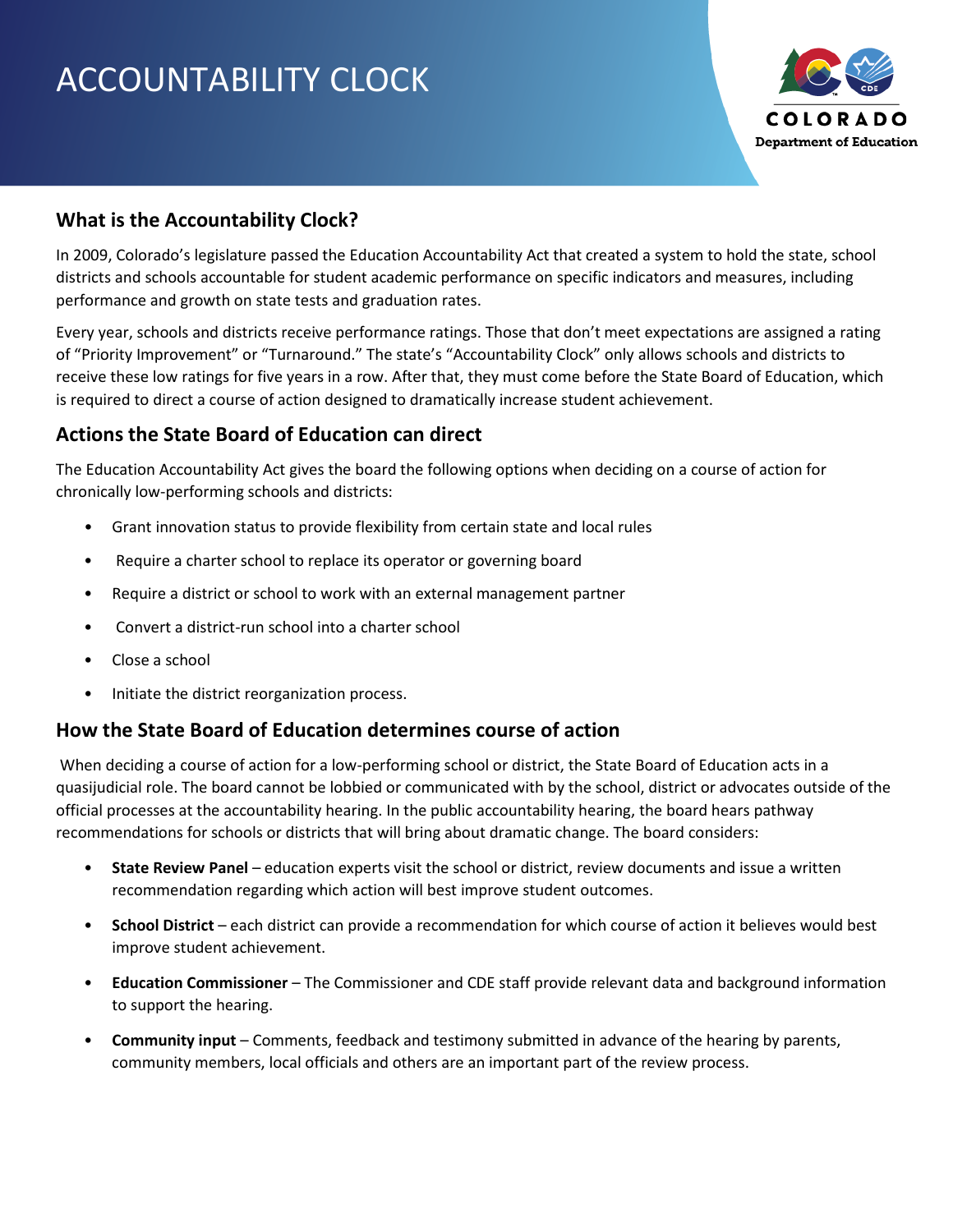# ACCOUNTABILITY CLOCK

COLORADO
Department of Education

## What is the Accountability Clock?

In 2009, Colorado's legislature passed the Education Accountability Act that created a system to hold the state, school districts and schools accountable for student academic performance on specific indicators and measures, including performance and growth on state tests and graduation rates.

Every year, schools and districts receive performance ratings. Those that don't meet expectations are assigned a rating of "Priority Improvement" or "Turnaround." The state's "Accountability Clock" only allows schools and districts to receive these low ratings for five years in a row. After that, they must come before the State Board of Education, which is required to direct a course of action designed to dramatically increase student achievement.

## Actions the State Board of Education can direct

The Education Accountability Act gives the board the following options when deciding on a course of action for chronically low-performing schools and districts:

- Grant innovation status to provide flexibility from certain state and local rules
- Require a charter school to replace its operator or governing board
- Require a district or school to work with an external management partner
- Convert a district-run school into a charter school
- Close a school
- Initiate the district reorganization process.

## How the State Board of Education determines course of action

When deciding a course of action for a low-performing school or district, the State Board of Education acts in a quasijudicial role. The board cannot be lobbied or communicated with by the school, district or advocates outside of the official processes at the accountability hearing. In the public accountability hearing, the board hears pathway recommendations for schools or districts that will bring about dramatic change. The board considers:

- **State Review Panel** – education experts visit the school or district, review documents and issue a written recommendation regarding which action will best improve student outcomes.
- **School District** – each district can provide a recommendation for which course of action it believes would best improve student achievement.
- **Education Commissioner** – The Commissioner and CDE staff provide relevant data and background information to support the hearing.
- **Community input** – Comments, feedback and testimony submitted in advance of the hearing by parents, community members, local officials and others are an important part of the review process.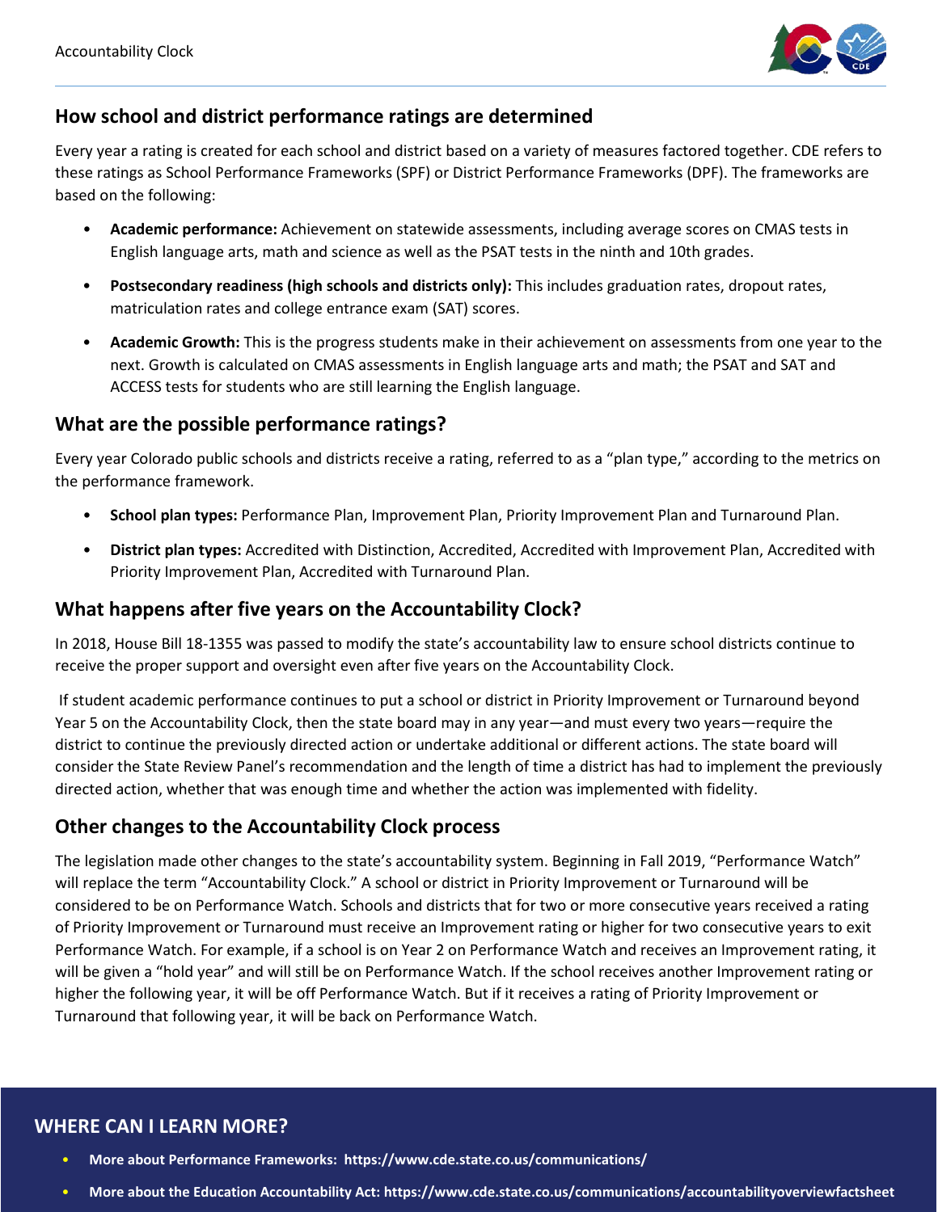## How school and district performance ratings are determined

Every year a rating is created for each school and district based on a variety of measures factored together. CDE refers to these ratings as School Performance Frameworks (SPF) or District Performance Frameworks (DPF). The frameworks are based on the following:

- **Academic performance:** Achievement on statewide assessments, including average scores on CMAS tests in English language arts, math and science as well as the PSAT tests in the ninth and 10th grades.
- **Postsecondary readiness (high schools and districts only):** This includes graduation rates, dropout rates, matriculation rates and college entrance exam (SAT) scores.
- **Academic Growth:** This is the progress students make in their achievement on assessments from one year to the next. Growth is calculated on CMAS assessments in English language arts and math; the PSAT and SAT and ACCESS tests for students who are still learning the English language.

## What are the possible performance ratings?

Every year Colorado public schools and districts receive a rating, referred to as a "plan type," according to the metrics on the performance framework.

- **School plan types:** Performance Plan, Improvement Plan, Priority Improvement Plan and Turnaround Plan.
- **District plan types:** Accredited with Distinction, Accredited, Accredited with Improvement Plan, Accredited with Priority Improvement Plan, Accredited with Turnaround Plan.

## What happens after five years on the Accountability Clock?

In 2018, House Bill 18-1355 was passed to modify the state's accountability law to ensure school districts continue to receive the proper support and oversight even after five years on the Accountability Clock.

If student academic performance continues to put a school or district in Priority Improvement or Turnaround beyond Year 5 on the Accountability Clock, then the state board may in any year—and must every two years—require the district to continue the previously directed action or undertake additional or different actions. The state board will consider the State Review Panel's recommendation and the length of time a district has had to implement the previously directed action, whether that was enough time and whether the action was implemented with fidelity.

## Other changes to the Accountability Clock process

The legislation made other changes to the state's accountability system. Beginning in Fall 2019, "Performance Watch" will replace the term "Accountability Clock." A school or district in Priority Improvement or Turnaround will be considered to be on Performance Watch. Schools and districts that for two or more consecutive years received a rating of Priority Improvement or Turnaround must receive an Improvement rating or higher for two consecutive years to exit Performance Watch. For example, if a school is on Year 2 on Performance Watch and receives an Improvement rating, it will be given a "hold year" and will still be on Performance Watch. If the school receives another Improvement rating or higher the following year, it will be off Performance Watch. But if it receives a rating of Priority Improvement or Turnaround that following year, it will be back on Performance Watch.

## WHERE CAN I LEARN MORE?

- **More about Performance Frameworks: https://www.cde.state.co.us/communications/**
- **More about the Education Accountability Act: https://www.cde.state.co.us/communications/accountabilityoverviewfactsheet**